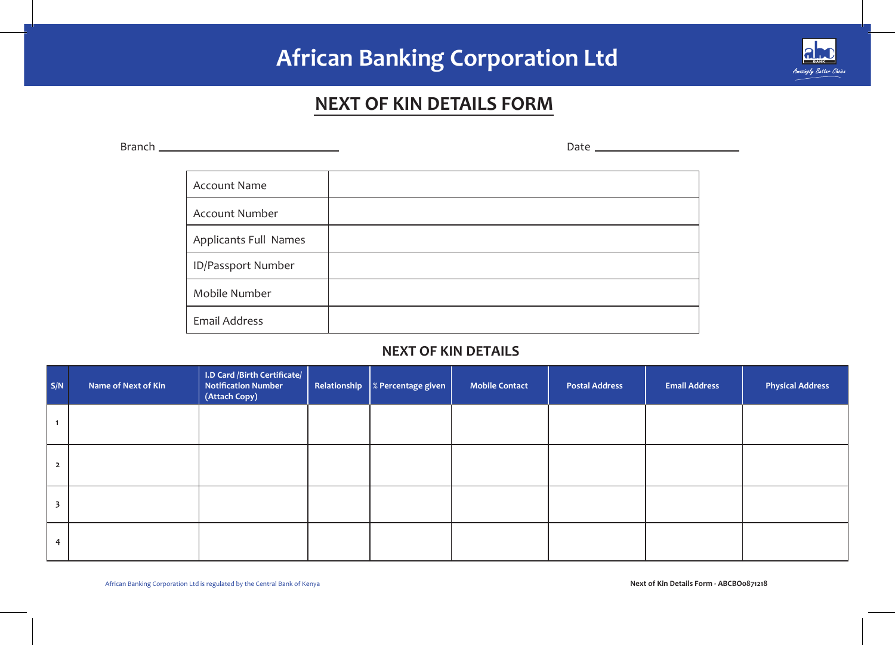# African Banking Corporation Ltd

## NEXT OF KIN DETAILS FORM

Branch ______________________________ Date ________________________

| Account Name | |
|---|---|
| Account Number | |
| Applicants Full Names | |
| ID/Passport Number | |
| Mobile Number | |
| Email Address | |

### NEXT OF KIN DETAILS

| S/N | Name of Next of Kin | I.D Card /Birth Certificate/ Notification Number (Attach Copy) | Relationship | % Percentage given | Mobile Contact | Postal Address | Email Address | Physical Address |
|---|---|---|---|---|---|---|---|---|
| 1 | | | | | | | | |
| 2 | | | | | | | | |
| 3 | | | | | | | | |
| 4 | | | | | | | | |

African Banking Corporation Ltd is regulated by the Central Bank of Kenya

**Next of Kin Details Form - ABCBO0871218**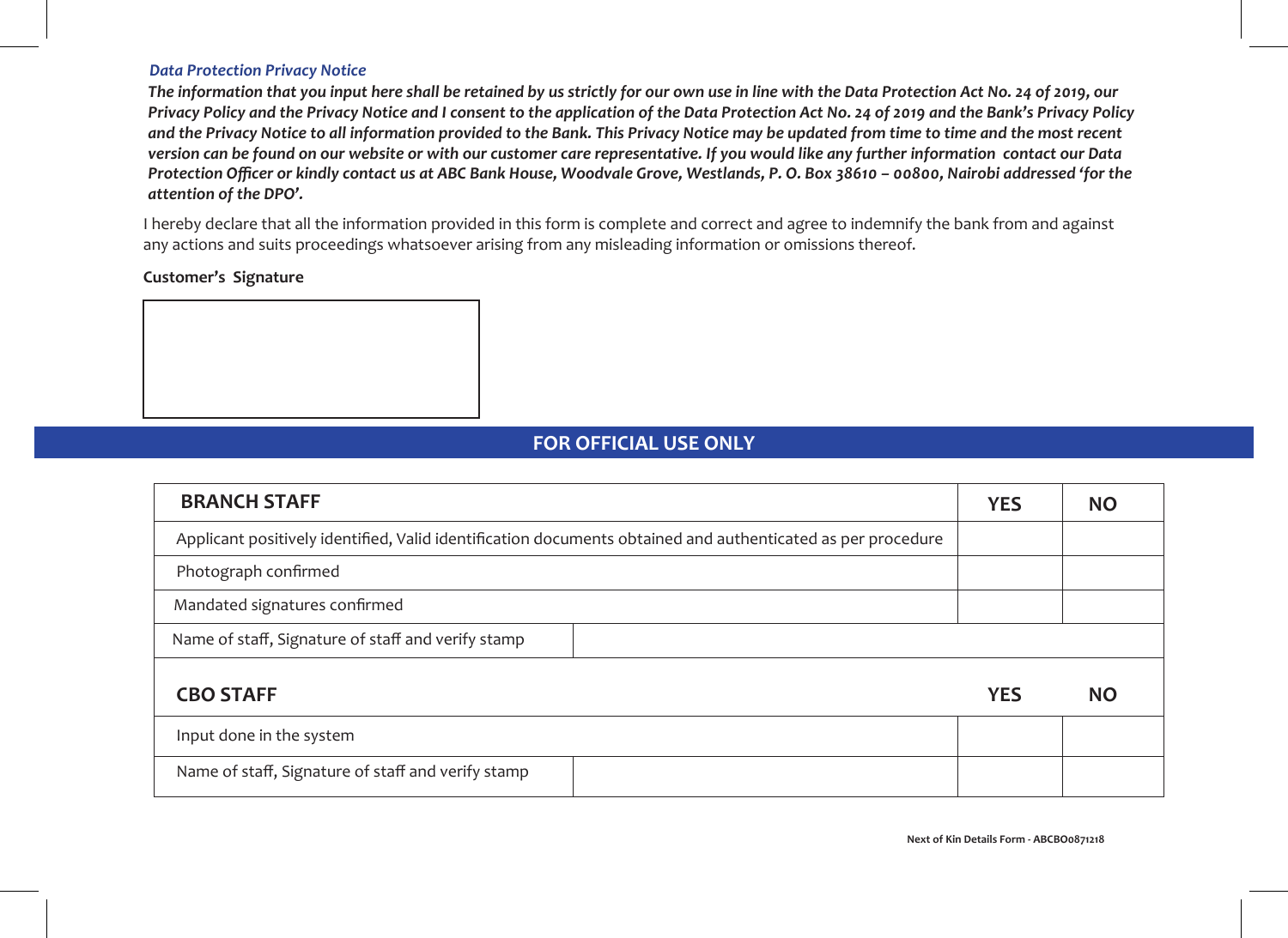*Data Protection Privacy Notice*

***The information that you input here shall be retained by us strictly for our own use in line with the Data Protection Act No. 24 of 2019, our Privacy Policy and the Privacy Notice and I consent to the application of the Data Protection Act No. 24 of 2019 and the Bank's Privacy Policy and the Privacy Notice to all information provided to the Bank. This Privacy Notice may be updated from time to time and the most recent version can be found on our website or with our customer care representative. If you would like any further information contact our Data Protection Officer or kindly contact us at ABC Bank House, Woodvale Grove, Westlands, P. O. Box 38610 – 00800, Nairobi addressed 'for the attention of the DPO'.***

I hereby declare that all the information provided in this form is complete and correct and agree to indemnify the bank from and against any actions and suits proceedings whatsoever arising from any misleading information or omissions thereof.

**Customer's Signature**

## FOR OFFICIAL USE ONLY

| **BRANCH STAFF** | | **YES** | **NO** |
|---|---|---|---|
| Applicant positively identified, Valid identification documents obtained and authenticated as per procedure | | | |
| Photograph confirmed | | | |
| Mandated signatures confirmed | | | |
| Name of staff, Signature of staff and verify stamp | | | |
| **CBO STAFF** | | **YES** | **NO** |
| Input done in the system | | | |
| Name of staff, Signature of staff and verify stamp | | | |

Next of Kin Details Form - ABCBO0871218